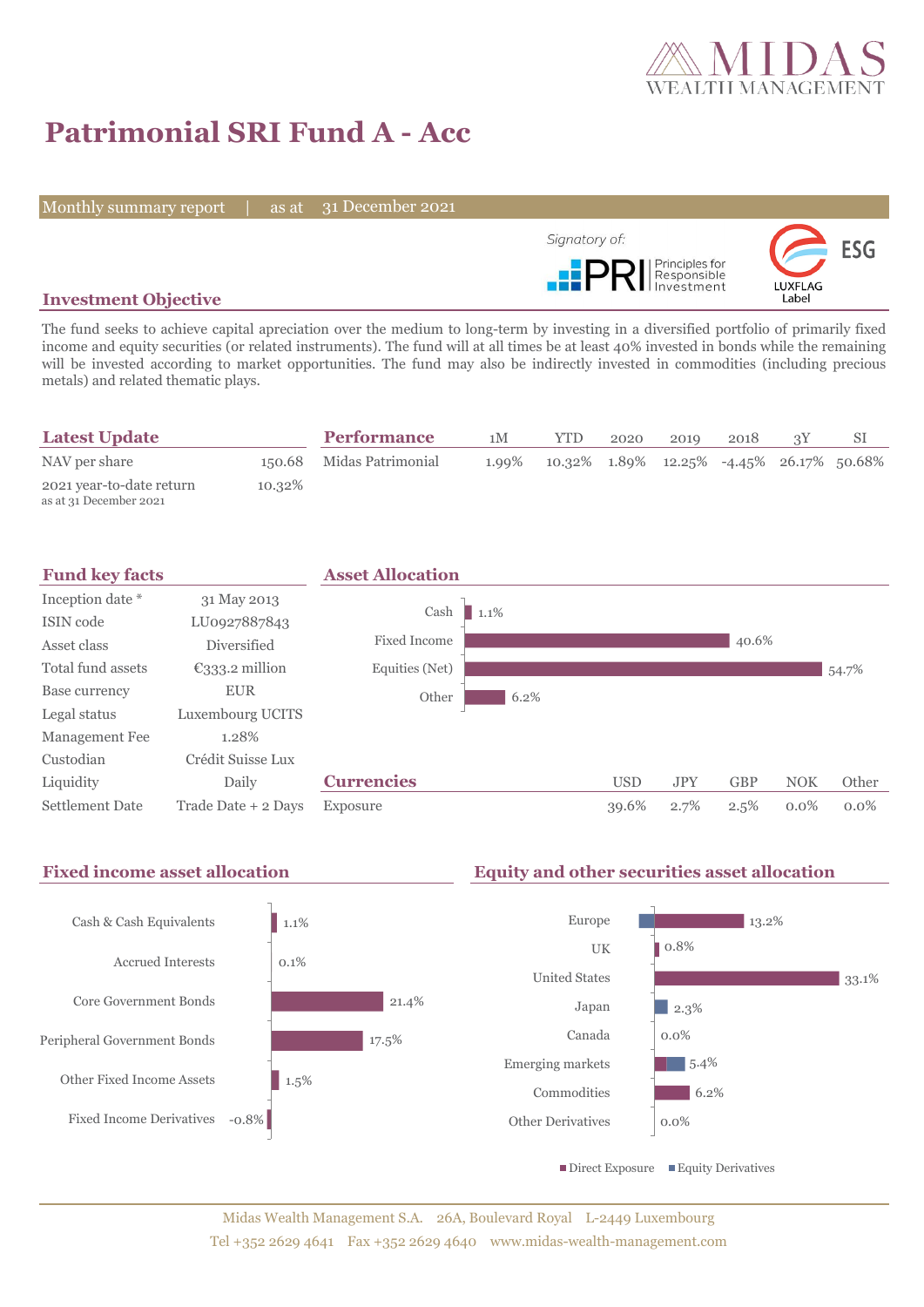MIDAS WEALTH MANAGEMENT

# Patrimonial SRI Fund A - Acc

Monthly summary report | as at 31 December 2021

Signatory of: PRI Principles for Responsible Investment

ESG LUXFLAG Label

## Investment Objective

The fund seeks to achieve capital apreciation over the medium to long-term by investing in a diversified portfolio of primarily fixed income and equity securities (or related instruments). The fund will at all times be at least 40% invested in bonds while the remaining will be invested according to market opportunities. The fund may also be indirectly invested in commodities (including precious metals) and related thematic plays.

## Latest Update

| | |
|---|---|
| NAV per share | 150.68 |
| 2021 year-to-date return<br>as at 31 December 2021 | 10.32% |

## Performance

| | 1M | YTD | 2020 | 2019 | 2018 | 3Y | SI |
|---|---|---|---|---|---|---|---|
| Midas Patrimonial | 1.99% | 10.32% | 1.89% | 12.25% | -4.45% | 26.17% | 50.68% |

## Fund key facts

| | |
|---|---|
| Inception date * | 31 May 2013 |
| ISIN code | LU0927887843 |
| Asset class | Diversified |
| Total fund assets | €333.2 million |
| Base currency | EUR |
| Legal status | Luxembourg UCITS |
| Management Fee | 1.28% |
| Custodian | Crédit Suisse Lux |
| Liquidity | Daily |
| Settlement Date | Trade Date + 2 Days |

## Asset Allocation

| | |
|---|---|
| Cash | 1.1% |
| Fixed Income | 40.6% |
| Equities (Net) | 54.7% |
| Other | 6.2% |

## Currencies

| | USD | JPY | GBP | NOK | Other |
|---|---|---|---|---|---|
| Exposure | 39.6% | 2.7% | 2.5% | 0.0% | 0.0% |

## Fixed income asset allocation

| | |
|---|---|
| Cash & Cash Equivalents | 1.1% |
| Accrued Interests | 0.1% |
| Core Government Bonds | 21.4% |
| Peripheral Government Bonds | 17.5% |
| Other Fixed Income Assets | 1.5% |
| Fixed Income Derivatives | -0.8% |

## Equity and other securities asset allocation

| | |
|---|---|
| Europe | 13.2% |
| UK | 0.8% |
| United States | 33.1% |
| Japan | 2.3% |
| Canada | 0.0% |
| Emerging markets | 5.4% |
| Commodities | 6.2% |
| Other Derivatives | 0.0% |

■ Direct Exposure ■ Equity Derivatives

Midas Wealth Management S.A. 26A, Boulevard Royal L-2449 Luxembourg
Tel +352 2629 4641 Fax +352 2629 4640 www.midas-wealth-management.com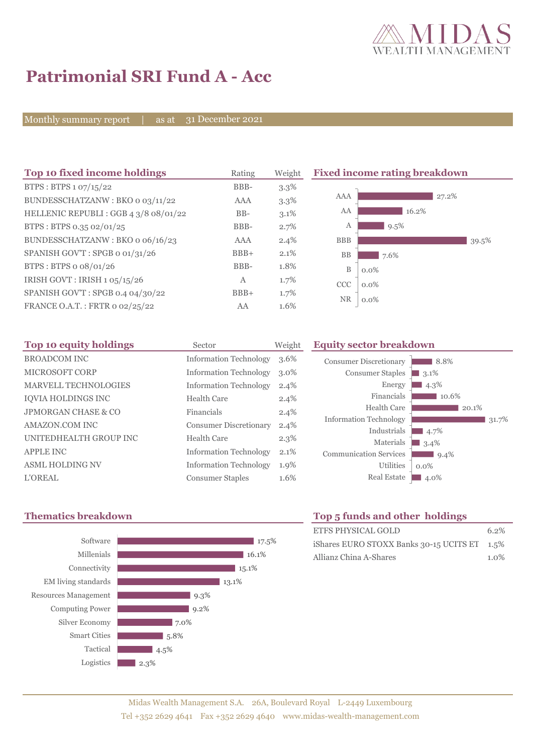# Patrimonial SRI Fund A - Acc

Monthly summary report | as at 31 December 2021

## Top 10 fixed income holdings

| Top 10 fixed income holdings | Rating | Weight |
|---|---|---|
| BTPS : BTPS 1 07/15/22 | BBB- | 3.3% |
| BUNDESSCHATZANW : BKO 0 03/11/22 | AAA | 3.3% |
| HELLENIC REPUBLI : GGB 4 3/8 08/01/22 | BB- | 3.1% |
| BTPS : BTPS 0.35 02/01/25 | BBB- | 2.7% |
| BUNDESSCHATZANW : BKO 0 06/16/23 | AAA | 2.4% |
| SPANISH GOV'T : SPGB 0 01/31/26 | BBB+ | 2.1% |
| BTPS : BTPS 0 08/01/26 | BBB- | 1.8% |
| IRISH GOVT : IRISH 1 05/15/26 | A | 1.7% |
| SPANISH GOV'T : SPGB 0.4 04/30/22 | BBB+ | 1.7% |
| FRANCE O.A.T. : FRTR 0 02/25/22 | AA | 1.6% |

## Fixed income rating breakdown

| Rating | Weight |
|---|---|
| AAA | 27.2% |
| AA | 16.2% |
| A | 9.5% |
| BBB | 39.5% |
| BB | 7.6% |
| B | 0.0% |
| CCC | 0.0% |
| NR | 0.0% |

## Top 10 equity holdings

| Top 10 equity holdings | Sector | Weight |
|---|---|---|
| BROADCOM INC | Information Technology | 3.6% |
| MICROSOFT CORP | Information Technology | 3.0% |
| MARVELL TECHNOLOGIES | Information Technology | 2.4% |
| IQVIA HOLDINGS INC | Health Care | 2.4% |
| JPMORGAN CHASE & CO | Financials | 2.4% |
| AMAZON.COM INC | Consumer Discretionary | 2.4% |
| UNITEDHEALTH GROUP INC | Health Care | 2.3% |
| APPLE INC | Information Technology | 2.1% |
| ASML HOLDING NV | Information Technology | 1.9% |
| L'OREAL | Consumer Staples | 1.6% |

## Equity sector breakdown

| Sector | Weight |
|---|---|
| Consumer Discretionary | 8.8% |
| Consumer Staples | 3.1% |
| Energy | 4.3% |
| Financials | 10.6% |
| Health Care | 20.1% |
| Information Technology | 31.7% |
| Industrials | 4.7% |
| Materials | 3.4% |
| Communication Services | 9.4% |
| Utilities | 0.0% |
| Real Estate | 4.0% |

## Thematics breakdown

| Theme | Weight |
|---|---|
| Software | 17.5% |
| Millenials | 16.1% |
| Connectivity | 15.1% |
| EM living standards | 13.1% |
| Resources Management | 9.3% |
| Computing Power | 9.2% |
| Silver Economy | 7.0% |
| Smart Cities | 5.8% |
| Tactical | 4.5% |
| Logistics | 2.3% |

## Top 5 funds and other holdings

| Holding | Weight |
|---|---|
| ETFS PHYSICAL GOLD | 6.2% |
| iShares EURO STOXX Banks 30-15 UCITS ET | 1.5% |
| Allianz China A-Shares | 1.0% |

Midas Wealth Management S.A. 26A, Boulevard Royal L-2449 Luxembourg
Tel +352 2629 4641 Fax +352 2629 4640 www.midas-wealth-management.com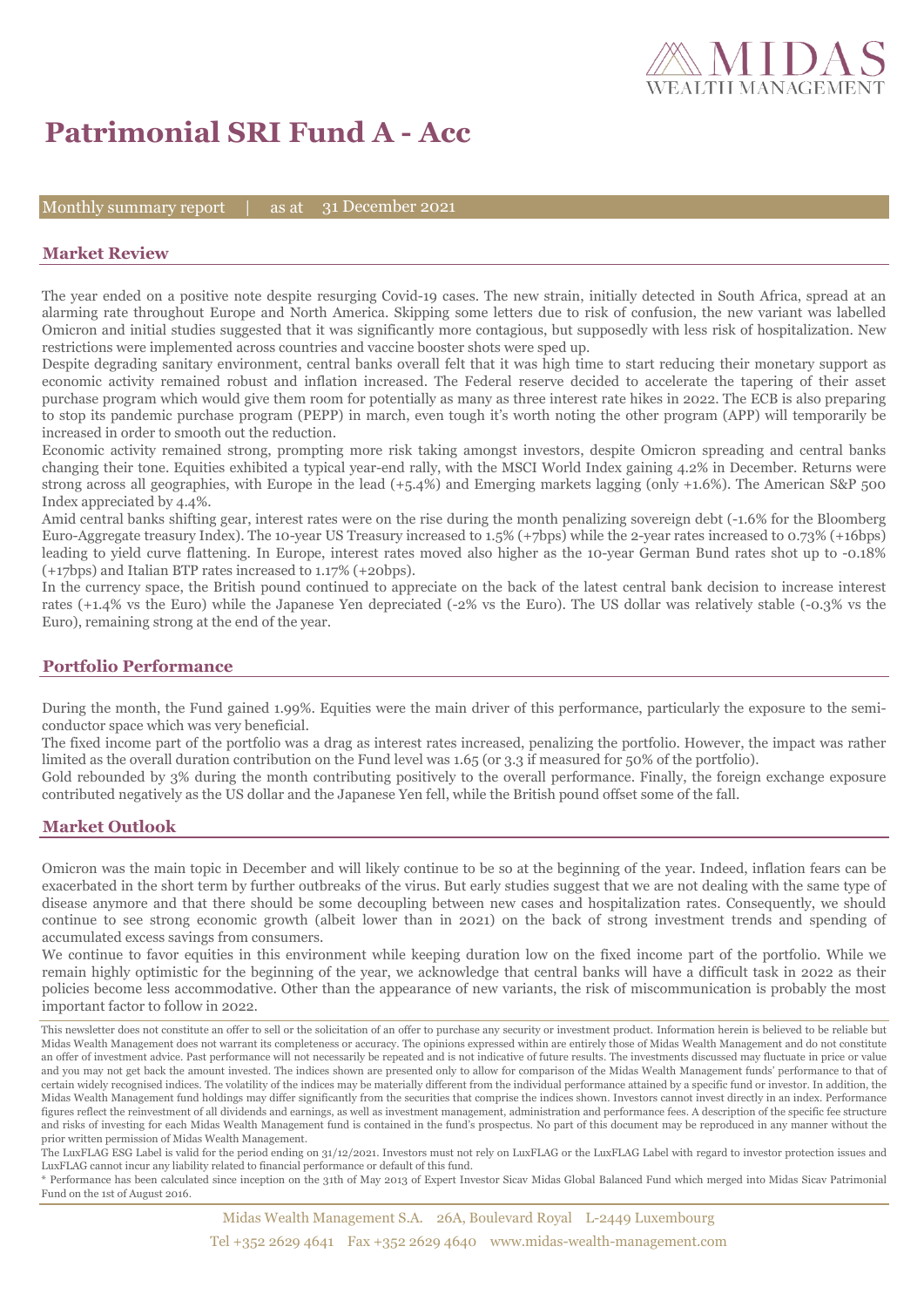# Patrimonial SRI Fund A - Acc

Monthly summary report | as at 31 December 2021

## Market Review

The year ended on a positive note despite resurging Covid-19 cases. The new strain, initially detected in South Africa, spread at an alarming rate throughout Europe and North America. Skipping some letters due to risk of confusion, the new variant was labelled Omicron and initial studies suggested that it was significantly more contagious, but supposedly with less risk of hospitalization. New restrictions were implemented across countries and vaccine booster shots were sped up.

Despite degrading sanitary environment, central banks overall felt that it was high time to start reducing their monetary support as economic activity remained robust and inflation increased. The Federal reserve decided to accelerate the tapering of their asset purchase program which would give them room for potentially as many as three interest rate hikes in 2022. The ECB is also preparing to stop its pandemic purchase program (PEPP) in march, even tough it's worth noting the other program (APP) will temporarily be increased in order to smooth out the reduction.

Economic activity remained strong, prompting more risk taking amongst investors, despite Omicron spreading and central banks changing their tone. Equities exhibited a typical year-end rally, with the MSCI World Index gaining 4.2% in December. Returns were strong across all geographies, with Europe in the lead (+5.4%) and Emerging markets lagging (only +1.6%). The American S&P 500 Index appreciated by 4.4%.

Amid central banks shifting gear, interest rates were on the rise during the month penalizing sovereign debt (-1.6% for the Bloomberg Euro-Aggregate treasury Index). The 10-year US Treasury increased to 1.5% (+7bps) while the 2-year rates increased to 0.73% (+16bps) leading to yield curve flattening. In Europe, interest rates moved also higher as the 10-year German Bund rates shot up to -0.18% (+17bps) and Italian BTP rates increased to 1.17% (+20bps).

In the currency space, the British pound continued to appreciate on the back of the latest central bank decision to increase interest rates (+1.4% vs the Euro) while the Japanese Yen depreciated (-2% vs the Euro). The US dollar was relatively stable (-0.3% vs the Euro), remaining strong at the end of the year.

## Portfolio Performance

During the month, the Fund gained 1.99%. Equities were the main driver of this performance, particularly the exposure to the semi-conductor space which was very beneficial.

The fixed income part of the portfolio was a drag as interest rates increased, penalizing the portfolio. However, the impact was rather limited as the overall duration contribution on the Fund level was 1.65 (or 3.3 if measured for 50% of the portfolio).

Gold rebounded by 3% during the month contributing positively to the overall performance. Finally, the foreign exchange exposure contributed negatively as the US dollar and the Japanese Yen fell, while the British pound offset some of the fall.

## Market Outlook

Omicron was the main topic in December and will likely continue to be so at the beginning of the year. Indeed, inflation fears can be exacerbated in the short term by further outbreaks of the virus. But early studies suggest that we are not dealing with the same type of disease anymore and that there should be some decoupling between new cases and hospitalization rates. Consequently, we should continue to see strong economic growth (albeit lower than in 2021) on the back of strong investment trends and spending of accumulated excess savings from consumers.

We continue to favor equities in this environment while keeping duration low on the fixed income part of the portfolio. While we remain highly optimistic for the beginning of the year, we acknowledge that central banks will have a difficult task in 2022 as their policies become less accommodative. Other than the appearance of new variants, the risk of miscommunication is probably the most important factor to follow in 2022.

This newsletter does not constitute an offer to sell or the solicitation of an offer to purchase any security or investment product. Information herein is believed to be reliable but Midas Wealth Management does not warrant its completeness or accuracy. The opinions expressed within are entirely those of Midas Wealth Management and do not constitute an offer of investment advice. Past performance will not necessarily be repeated and is not indicative of future results. The investments discussed may fluctuate in price or value and you may not get back the amount invested. The indices shown are presented only to allow for comparison of the Midas Wealth Management funds' performance to that of certain widely recognised indices. The volatility of the indices may be materially different from the individual performance attained by a specific fund or investor. In addition, the Midas Wealth Management fund holdings may differ significantly from the securities that comprise the indices shown. Investors cannot invest directly in an index. Performance figures reflect the reinvestment of all dividends and earnings, as well as investment management, administration and performance fees. A description of the specific fee structure and risks of investing for each Midas Wealth Management fund is contained in the fund's prospectus. No part of this document may be reproduced in any manner without the prior written permission of Midas Wealth Management.

The LuxFLAG ESG Label is valid for the period ending on 31/12/2021. Investors must not rely on LuxFLAG or the LuxFLAG Label with regard to investor protection issues and LuxFLAG cannot incur any liability related to financial performance or default of this fund.

* Performance has been calculated since inception on the 31th of May 2013 of Expert Investor Sicav Midas Global Balanced Fund which merged into Midas Sicav Patrimonial Fund on the 1st of August 2016.

Midas Wealth Management S.A. 26A, Boulevard Royal L-2449 Luxembourg

Tel +352 2629 4641 Fax +352 2629 4640 www.midas-wealth-management.com